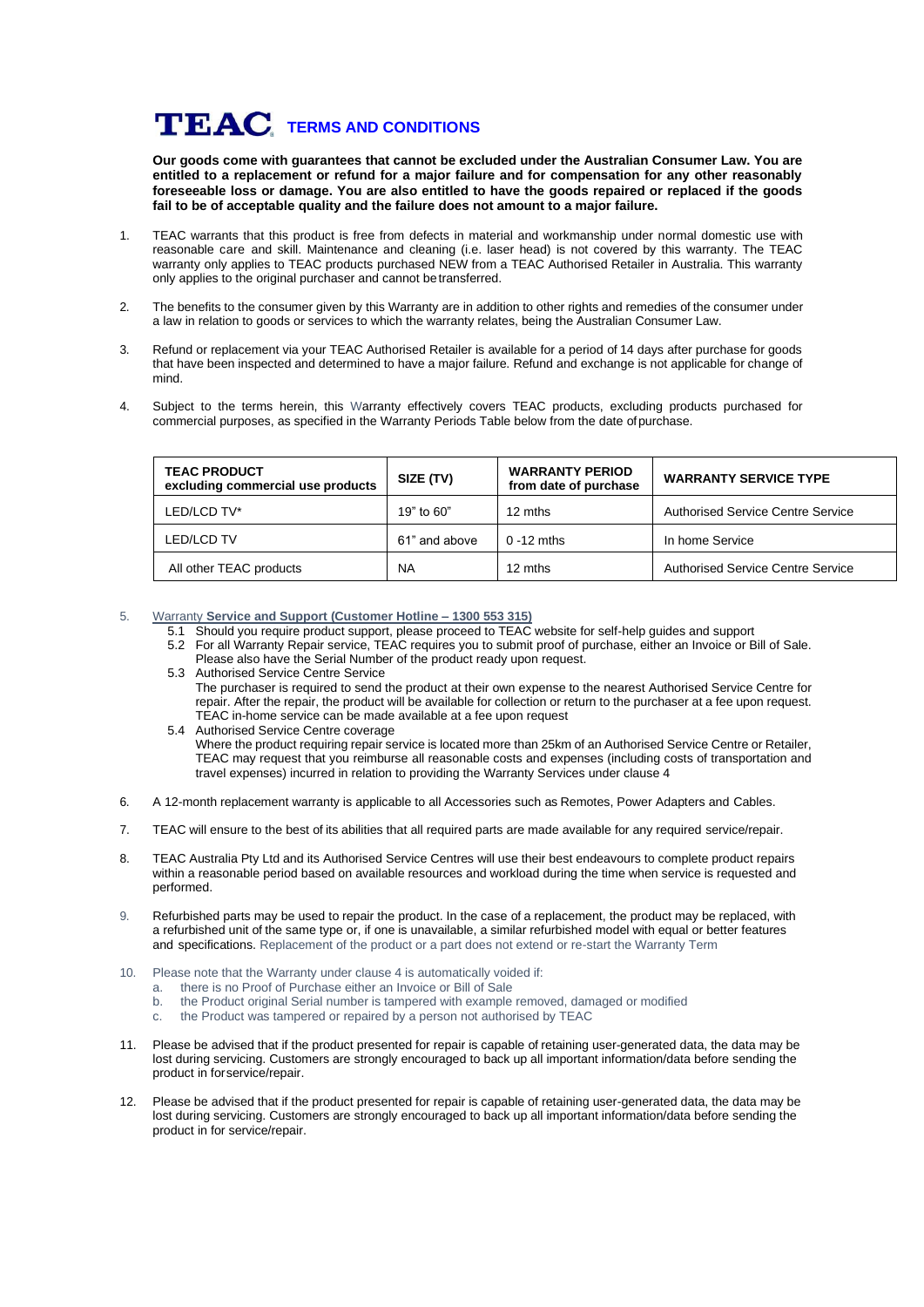# TEAC TERMS AND CONDITIONS

**Our goods come with guarantees that cannot be excluded under the Australian Consumer Law. You are entitled to a replacement or refund for a major failure and for compensation for any other reasonably foreseeable loss or damage. You are also entitled to have the goods repaired or replaced if the goods fail to be of acceptable quality and the failure does not amount to a major failure.**

1. TEAC warrants that this product is free from defects in material and workmanship under normal domestic use with reasonable care and skill. Maintenance and cleaning (i.e. laser head) is not covered by this warranty. The TEAC warranty only applies to TEAC products purchased NEW from a TEAC Authorised Retailer in Australia. This warranty only applies to the original purchaser and cannot be transferred.

2. The benefits to the consumer given by this Warranty are in addition to other rights and remedies of the consumer under a law in relation to goods or services to which the warranty relates, being the Australian Consumer Law.

3. Refund or replacement via your TEAC Authorised Retailer is available for a period of 14 days after purchase for goods that have been inspected and determined to have a major failure. Refund and exchange is not applicable for change of mind.

4. Subject to the terms herein, this Warranty effectively covers TEAC products, excluding products purchased for commercial purposes, as specified in the Warranty Periods Table below from the date of purchase.

| TEAC PRODUCT excluding commercial use products | SIZE (TV) | WARRANTY PERIOD from date of purchase | WARRANTY SERVICE TYPE |
|---|---|---|---|
| LED/LCD TV* | 19" to 60" | 12 mths | Authorised Service Centre Service |
| LED/LCD TV | 61" and above | 0 -12 mths | In home Service |
| All other TEAC products | NA | 12 mths | Authorised Service Centre Service |

5. Warranty **Service and Support (Customer Hotline – 1300 553 315)**
   - 5.1 Should you require product support, please proceed to TEAC website for self-help guides and support
   - 5.2 For all Warranty Repair service, TEAC requires you to submit proof of purchase, either an Invoice or Bill of Sale. Please also have the Serial Number of the product ready upon request.
   - 5.3 Authorised Service Centre Service
     The purchaser is required to send the product at their own expense to the nearest Authorised Service Centre for repair. After the repair, the product will be available for collection or return to the purchaser at a fee upon request. TEAC in-home service can be made available at a fee upon request
   - 5.4 Authorised Service Centre coverage
     Where the product requiring repair service is located more than 25km of an Authorised Service Centre or Retailer, TEAC may request that you reimburse all reasonable costs and expenses (including costs of transportation and travel expenses) incurred in relation to providing the Warranty Services under clause 4

6. A 12-month replacement warranty is applicable to all Accessories such as Remotes, Power Adapters and Cables.

7. TEAC will ensure to the best of its abilities that all required parts are made available for any required service/repair.

8. TEAC Australia Pty Ltd and its Authorised Service Centres will use their best endeavours to complete product repairs within a reasonable period based on available resources and workload during the time when service is requested and performed.

9. Refurbished parts may be used to repair the product. In the case of a replacement, the product may be replaced, with a refurbished unit of the same type or, if one is unavailable, a similar refurbished model with equal or better features and specifications. Replacement of the product or a part does not extend or re-start the Warranty Term

10. Please note that the Warranty under clause 4 is automatically voided if:
    a. there is no Proof of Purchase either an Invoice or Bill of Sale
    b. the Product original Serial number is tampered with example removed, damaged or modified
    c. the Product was tampered or repaired by a person not authorised by TEAC

11. Please be advised that if the product presented for repair is capable of retaining user-generated data, the data may be lost during servicing. Customers are strongly encouraged to back up all important information/data before sending the product in for service/repair.

12. Please be advised that if the product presented for repair is capable of retaining user-generated data, the data may be lost during servicing. Customers are strongly encouraged to back up all important information/data before sending the product in for service/repair.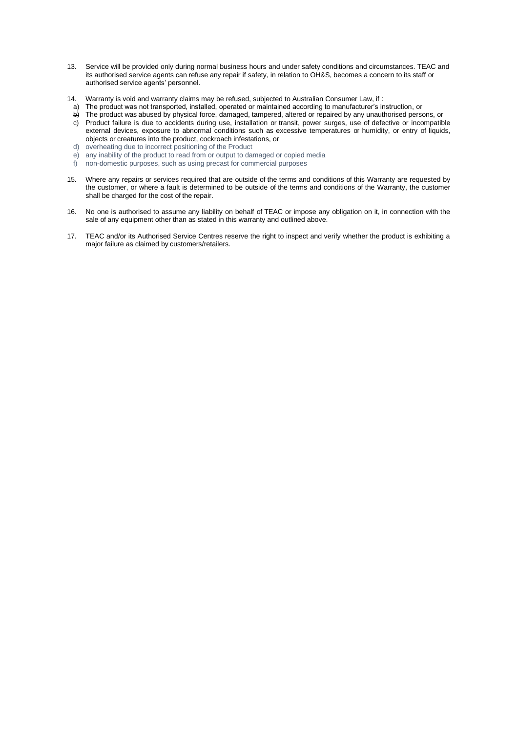13. Service will be provided only during normal business hours and under safety conditions and circumstances. TEAC and its authorised service agents can refuse any repair if safety, in relation to OH&S, becomes a concern to its staff or authorised service agents' personnel.

14. Warranty is void and warranty claims may be refused, subjected to Australian Consumer Law, if :
    a) The product was not transported, installed, operated or maintained according to manufacturer's instruction, or
    b) The product was abused by physical force, damaged, tampered, altered or repaired by any unauthorised persons, or
    c) Product failure is due to accidents during use, installation or transit, power surges, use of defective or incompatible external devices, exposure to abnormal conditions such as excessive temperatures or humidity, or entry of liquids, objects or creatures into the product, cockroach infestations, or
    d) overheating due to incorrect positioning of the Product
    e) any inability of the product to read from or output to damaged or copied media
    f) non-domestic purposes, such as using precast for commercial purposes

15. Where any repairs or services required that are outside of the terms and conditions of this Warranty are requested by the customer, or where a fault is determined to be outside of the terms and conditions of the Warranty, the customer shall be charged for the cost of the repair.

16. No one is authorised to assume any liability on behalf of TEAC or impose any obligation on it, in connection with the sale of any equipment other than as stated in this warranty and outlined above.

17. TEAC and/or its Authorised Service Centres reserve the right to inspect and verify whether the product is exhibiting a major failure as claimed by customers/retailers.